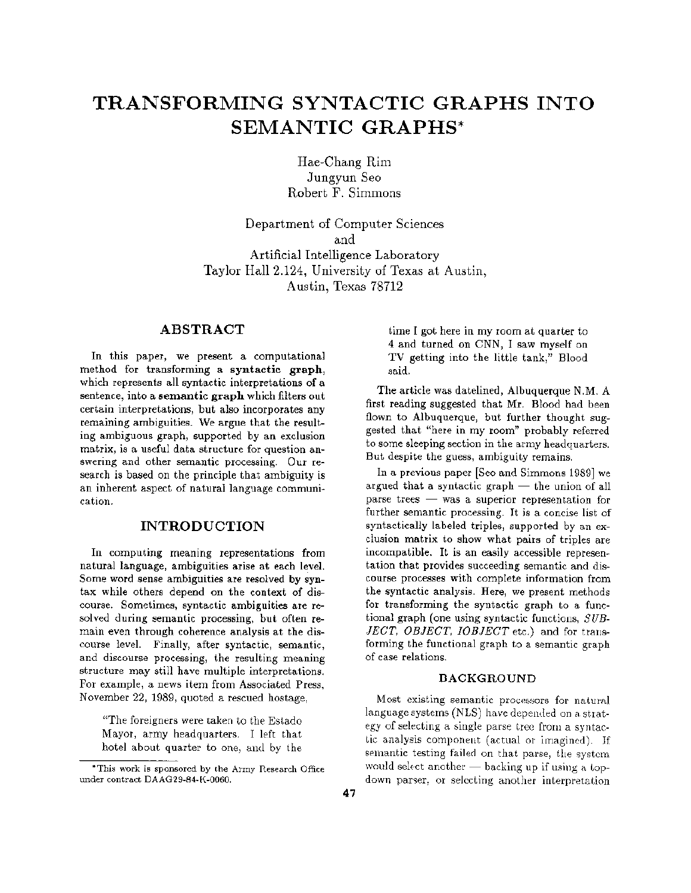# TRANSFORMING SYNTACTIC GRAPHS INTO SEMANTIC GRAPHS*

Hae-Chang Rim
Jungyun Seo
Robert F. Simmons

Department of Computer Sciences
and
Artificial Intelligence Laboratory
Taylor Hall 2.124, University of Texas at Austin,
Austin, Texas 78712

## ABSTRACT

In this paper, we present a computational method for transforming a **syntactic graph**, which represents all syntactic interpretations of a sentence, into a **semantic graph** which filters out certain interpretations, but also incorporates any remaining ambiguities. We argue that the resulting ambiguous graph, supported by an exclusion matrix, is a useful data structure for question answering and other semantic processing. Our research is based on the principle that ambiguity is an inherent aspect of natural language communication.

## INTRODUCTION

In computing meaning representations from natural language, ambiguities arise at each level. Some word sense ambiguities are resolved by syntax while others depend on the context of discourse. Sometimes, syntactic ambiguities are resolved during semantic processing, but often remain even through coherence analysis at the discourse level. Finally, after syntactic, semantic, and discourse processing, the resulting meaning structure may still have multiple interpretations. For example, a news item from Associated Press, November 22, 1989, quoted a rescued hostage,

> "The foreigners were taken to the Estado Mayor, army headquarters. I left that hotel about quarter to one, and by the time I got here in my room at quarter to 4 and turned on CNN, I saw myself on TV getting into the little tank," Blood said.

The article was datelined, Albuquerque N.M. A first reading suggested that Mr. Blood had been flown to Albuquerque, but further thought suggested that "here in my room" probably referred to some sleeping section in the army headquarters. But despite the guess, ambiguity remains.

In a previous paper [Seo and Simmons 1989] we argued that a syntactic graph — the union of all parse trees — was a superior representation for further semantic processing. It is a concise list of syntactically labeled triples, supported by an exclusion matrix to show what pairs of triples are incompatible. It is an easily accessible representation that provides succeeding semantic and discourse processes with complete information from the syntactic analysis. Here, we present methods for transforming the syntactic graph to a functional graph (one using syntactic functions, *SUBJECT, OBJECT, IOBJECT* etc.) and for transforming the functional graph to a semantic graph of case relations.

### BACKGROUND

Most existing semantic processors for natural language systems (NLS) have depended on a strategy of selecting a single parse tree from a syntactic analysis component (actual or imagined). If semantic testing failed on that parse, the system would select another — backing up if using a top-down parser, or selecting another interpretation

*This work is sponsored by the Army Research Office under contract DAAG29-84-K-0060.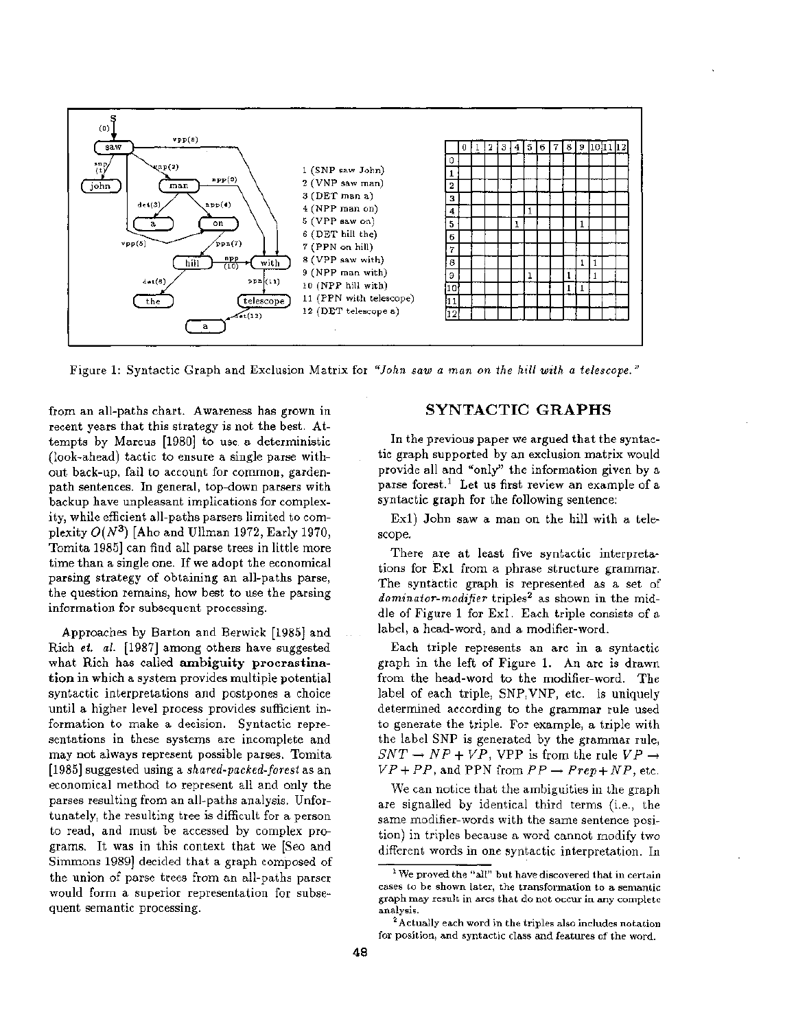1 (SNP saw John)
2 (VNP saw man)
3 (DET man a)
4 (NPP man on)
5 (VPP saw on)
6 (DET hill the)
7 (PPN on hill)
8 (VPP saw with)
9 (NPP man with)
10 (NPP hill with)
11 (PPN with telescope)
12 (DET telescope a)

| | 0 | 1 | 2 | 3 | 4 | 5 | 6 | 7 | 8 | 9 | 10 | 11 | 12 |
|---|---|---|---|---|---|---|---|---|---|---|---|---|---|
| 0 | | | | | | | | | | | | | |
| 1 | | | | | | | | | | | | | |
| 2 | | | | | | | | | | | | | |
| 3 | | | | | | | | | | | | | |
| 4 | | | | | | 1 | | | | | | | |
| 5 | | | | | 1 | | | | | 1 | | | |
| 6 | | | | | | | | | | | | | |
| 7 | | | | | | | | | | | | | |
| 8 | | | | | | | | | | 1 | 1 | | |
| 9 | | | | | | 1 | | | 1 | | 1 | | |
| 10 | | | | | | | | | 1 | 1 | | | |
| 11 | | | | | | | | | | | | | |
| 12 | | | | | | | | | | | | | |

Figure 1: Syntactic Graph and Exclusion Matrix for *"John saw a man on the hill with a telescope."*

from an all-paths chart. Awareness has grown in recent years that this strategy is not the best. Attempts by Marcus [1980] to use a deterministic (look-ahead) tactic to ensure a single parse without back-up, fail to account for common, garden-path sentences. In general, top-down parsers with backup have unpleasant implications for complexity, while efficient all-paths parsers limited to complexity $O(N^3)$ [Aho and Ullman 1972, Early 1970, Tomita 1985] can find all parse trees in little more time than a single one. If we adopt the economical parsing strategy of obtaining an all-paths parse, the question remains, how best to use the parsing information for subsequent processing.

Approaches by Barton and Berwick [1985] and Rich *et. al.* [1987] among others have suggested what Rich has called **ambiguity procrastination** in which a system provides multiple potential syntactic interpretations and postpones a choice until a higher level process provides sufficient information to make a decision. Syntactic representations in these systems are incomplete and may not always represent possible parses. Tomita [1985] suggested using a *shared-packed-forest* as an economical method to represent all and only the parses resulting from an all-paths analysis. Unfortunately, the resulting tree is difficult for a person to read, and must be accessed by complex programs. It was in this context that we [Seo and Simmons 1989] decided that a graph composed of the union of parse trees from an all-paths parser would form a superior representation for subsequent semantic processing.

## SYNTACTIC GRAPHS

In the previous paper we argued that the syntactic graph supported by an exclusion matrix would provide all and "only" the information given by a parse forest.[1] Let us first review an example of a syntactic graph for the following sentence:

Ex1) John saw a man on the hill with a telescope.

There are at least five syntactic interpretations for Ex1 from a phrase structure grammar. The syntactic graph is represented as a set of *dominator-modifier* triples[2] as shown in the middle of Figure 1 for Ex1. Each triple consists of a label, a head-word, and a modifier-word.

Each triple represents an arc in a syntactic graph in the left of Figure 1. An arc is drawn from the head-word to the modifier-word. The label of each triple, SNP, VNP, etc. is uniquely determined according to the grammar rule used to generate the triple. For example, a triple with the label SNP is generated by the grammar rule, $SNT \rightarrow NP + VP$, VPP is from the rule $VP \rightarrow VP + PP$, and PPN from $PP \rightarrow Prep + NP$, etc.

We can notice that the ambiguities in the graph are signalled by identical third terms (i.e., the same modifier-words with the same sentence position) in triples because a word cannot modify two different words in one syntactic interpretation. In

[1] We proved the "all" but have discovered that in certain cases to be shown later, the transformation to a semantic graph may result in arcs that do not occur in any complete analysis.

[2] Actually each word in the triples also includes notation for position, and syntactic class and features of the word.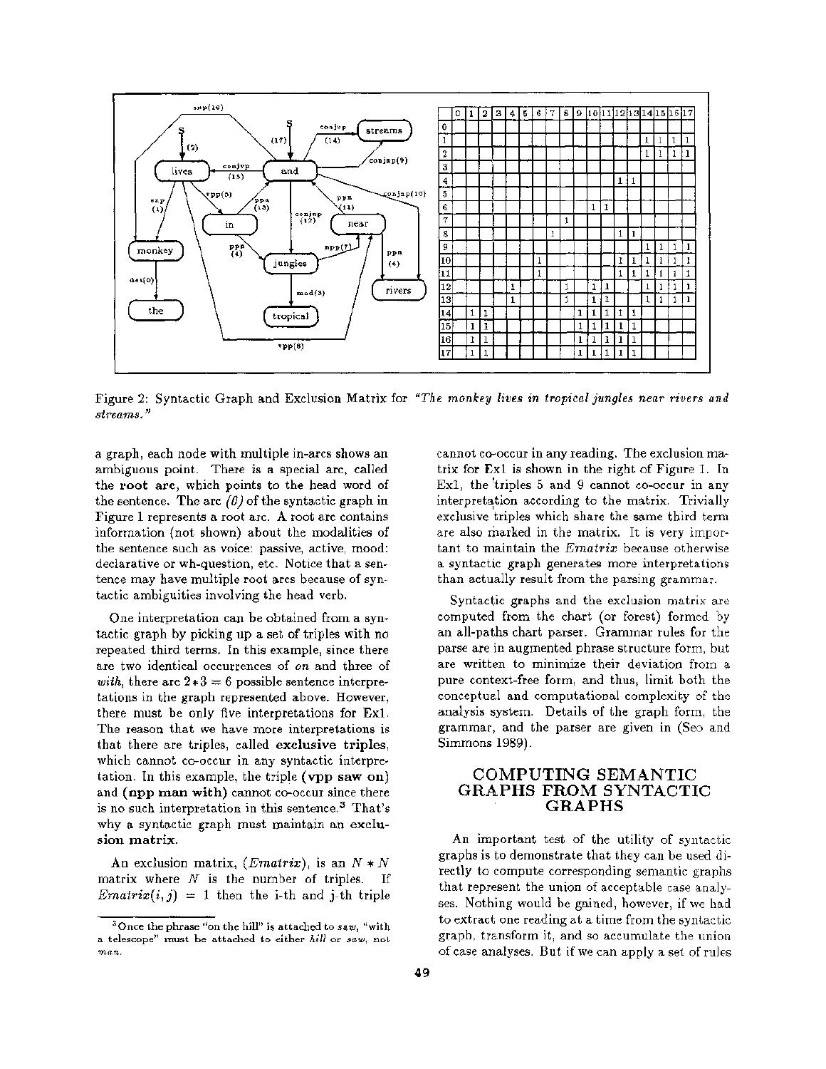| | 0 | 1 | 2 | 3 | 4 | 5 | 6 | 7 | 8 | 9 | 10 | 11 | 12 | 13 | 14 | 15 | 16 | 17 |
|---|---|---|---|---|---|---|---|---|---|---|---|---|---|---|---|---|---|---|
| 0 | | | | | | | | | | | | | | | | | | |
| 1 | | | | | | | | | | | | | | | 1 | 1 | 1 | 1 |
| 2 | | | | | | | | | | | | | | | 1 | 1 | 1 | 1 |
| 3 | | | | | | | | | | | | | | | | | | |
| 4 | | | | | | | | | | | | | 1 | 1 | | | | |
| 5 | | | | | | | | | | | | | | | | | | |
| 6 | | | | | | | | | | | 1 | 1 | | | | | | |
| 7 | | | | | | | | | 1 | | | | | | | | | |
| 8 | | | | | | | | 1 | | | | | 1 | 1 | | | | |
| 9 | | | | | | | | | | | | | | | 1 | 1 | 1 | 1 |
| 10 | | | | | | | 1 | | | | | | 1 | 1 | 1 | 1 | 1 | 1 |
| 11 | | | | | | | 1 | | | | | | 1 | 1 | 1 | 1 | 1 | 1 |
| 12 | | | | | 1 | | | | 1 | | 1 | 1 | | | 1 | 1 | 1 | 1 |
| 13 | | | | | 1 | | | | 1 | | 1 | 1 | | | 1 | 1 | 1 | 1 |
| 14 | | 1 | 1 | | | | | | | 1 | 1 | 1 | 1 | 1 | | | | |
| 15 | | 1 | 1 | | | | | | | 1 | 1 | 1 | 1 | 1 | | | | |
| 16 | | 1 | 1 | | | | | | | 1 | 1 | 1 | 1 | 1 | | | | |
| 17 | | 1 | 1 | | | | | | | 1 | 1 | 1 | 1 | 1 | | | | |

Figure 2: Syntactic Graph and Exclusion Matrix for *"The monkey lives in tropical jungles near rivers and streams."*

a graph, each node with multiple in-arcs shows an ambiguous point. There is a special arc, called **the root arc**, which points to the head word of the sentence. The arc *(0)* of the syntactic graph in Figure 1 represents a root arc. A root arc contains information (not shown) about the modalities of the sentence such as voice: passive, active, mood: declarative or wh-question, etc. Notice that a sentence may have multiple root arcs because of syntactic ambiguities involving the head verb.

One interpretation can be obtained from a syntactic graph by picking up a set of triples with no repeated third terms. In this example, since there are two identical occurrences of *on* and three of *with*, there are $2*3 = 6$ possible sentence interpretations in the graph represented above. However, there must be only five interpretations for Ex1. The reason that we have more interpretations is that there are triples, called **exclusive triples**, which cannot co-occur in any syntactic interpretation. In this example, the triple **(vpp saw on)** and **(npp man with)** cannot co-occur since there is no such interpretation in this sentence.[3] That's why a syntactic graph must maintain an **exclusion matrix**.

An exclusion matrix, (*Ematrix*), is an $N * N$ matrix where $N$ is the number of triples. If $Ematrix(i, j) = 1$ then the i-th and j-th triple cannot co-occur in any reading. The exclusion matrix for Ex1 is shown in the right of Figure 1. In Ex1, the triples 5 and 9 cannot co-occur in any interpretation according to the matrix. Trivially exclusive triples which share the same third term are also marked in the matrix. It is very important to maintain the *Ematrix* because otherwise a syntactic graph generates more interpretations than actually result from the parsing grammar.

Syntactic graphs and the exclusion matrix are computed from the chart (or forest) formed by an all-paths chart parser. Grammar rules for the parse are in augmented phrase structure form, but are written to minimize their deviation from a pure context-free form, and thus, limit both the conceptual and computational complexity of the analysis system. Details of the graph form, the grammar, and the parser are given in (Seo and Simmons 1989).

## COMPUTING SEMANTIC GRAPHS FROM SYNTACTIC GRAPHS

An important test of the utility of syntactic graphs is to demonstrate that they can be used directly to compute corresponding semantic graphs that represent the union of acceptable case analyses. Nothing would be gained, however, if we had to extract one reading at a time from the syntactic graph, transform it, and so accumulate the union of case analyses. But if we can apply a set of rules

[3] Once the phrase "on the hill" is attached to *saw*, "with a telescope" must be attached to either *hill* or *saw*, not *man*.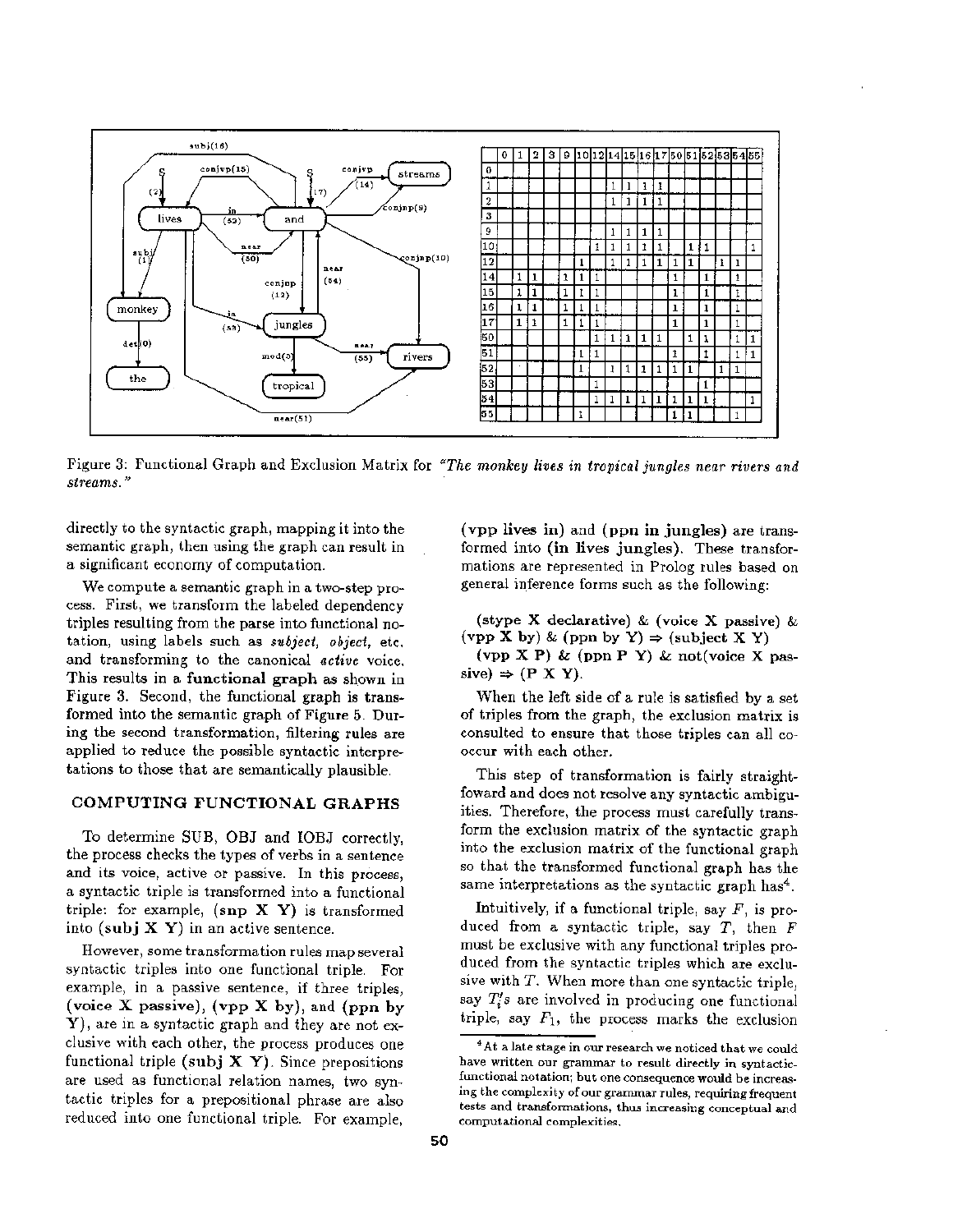|    | 0 | 1 | 2 | 3 | 9 | 10 | 12 | 14 | 15 | 16 | 17 | 50 | 51 | 52 | 53 | 54 | 55 |
|---|---|---|---|---|---|---|---|---|---|---|---|---|---|---|---|---|---|
| 0  |   |   |   |   |   |   |   |   |   |   |   |   |   |   |   |   |   |
| 1  |   |   |   |   |   |   |   | 1 | 1 | 1 | 1 |   |   |   |   |   |   |
| 2  |   |   |   |   |   |   |   | 1 | 1 | 1 | 1 |   |   |   |   |   |   |
| 3  |   |   |   |   |   |   |   |   |   |   |   |   |   |   |   |   |   |
| 9  |   |   |   |   |   |   |   | 1 | 1 | 1 | 1 |   |   |   |   |   |   |
| 10 |   |   |   |   |   |   | 1 | 1 | 1 | 1 | 1 |   | 1 | 1 |   |   | 1 |
| 12 |   |   |   |   |   | 1 |   | 1 | 1 | 1 | 1 | 1 | 1 |   | 1 | 1 |   |
| 14 |   | 1 | 1 |   | 1 | 1 | 1 |   |   |   |   | 1 |   | 1 |   | 1 |   |
| 15 |   | 1 | 1 |   | 1 | 1 | 1 |   |   |   |   | 1 |   | 1 |   | 1 |   |
| 16 |   | 1 | 1 |   | 1 | 1 | 1 |   |   |   |   | 1 |   | 1 |   | 1 |   |
| 17 |   | 1 | 1 |   | 1 | 1 | 1 |   |   |   |   | 1 |   | 1 |   | 1 |   |
| 50 |   |   |   |   |   |   | 1 | 1 | 1 | 1 | 1 |   | 1 | 1 |   | 1 | 1 |
| 51 |   |   |   |   |   | 1 | 1 |   |   |   |   | 1 |   | 1 |   | 1 | 1 |
| 52 |   |   |   |   |   | 1 |   | 1 | 1 | 1 | 1 | 1 | 1 |   | 1 | 1 |   |
| 53 |   |   |   |   |   |   | 1 |   |   |   |   |   |   | 1 |   |   |   |
| 54 |   |   |   |   |   |   | 1 | 1 | 1 | 1 | 1 | 1 | 1 | 1 |   |   | 1 |
| 55 |   |   |   |   |   | 1 |   |   |   |   |   | 1 | 1 |   |   | 1 |   |

Figure 3: Functional Graph and Exclusion Matrix for *"The monkey lives in tropical jungles near rivers and streams."*

directly to the syntactic graph, mapping it into the semantic graph, then using the graph can result in a significant economy of computation.

We compute a semantic graph in a two-step process. First, we transform the labeled dependency triples resulting from the parse into functional notation, using labels such as *subject*, *object*, etc. and transforming to the canonical *active* voice. This results in a **functional graph** as shown in Figure 3. Second, the functional graph is transformed into the semantic graph of Figure 5. During the second transformation, filtering rules are applied to reduce the possible syntactic interpretations to those that are semantically plausible.

## COMPUTING FUNCTIONAL GRAPHS

To determine SUB, OBJ and IOBJ correctly, the process checks the types of verbs in a sentence and its voice, active or passive. In this process, a syntactic triple is transformed into a functional triple: for example, **(snp X Y)** is transformed into **(subj X Y)** in an active sentence.

However, some transformation rules map several syntactic triples into one functional triple. For example, in a passive sentence, if three triples, **(voice X passive)**, **(vpp X by)**, and **(ppn by Y)**, are in a syntactic graph and they are not exclusive with each other, the process produces one functional triple **(subj X Y)**. Since prepositions are used as functional relation names, two syntactic triples for a prepositional phrase are also reduced into one functional triple. For example, **(vpp lives in)** and **(ppn in jungles)** are transformed into **(in lives jungles)**. These transformations are represented in Prolog rules based on general inference forms such as the following:

**(stype X declarative)** & **(voice X passive)** & **(vpp X by)** & **(ppn by Y)** ⇒ **(subject X Y)**

**(vpp X P)** & **(ppn P Y)** & **not(voice X passive)** ⇒ **(P X Y)**.

When the left side of a rule is satisfied by a set of triples from the graph, the exclusion matrix is consulted to ensure that those triples can all co-occur with each other.

This step of transformation is fairly straightfoward and does not resolve any syntactic ambiguities. Therefore, the process must carefully transform the exclusion matrix of the syntactic graph into the exclusion matrix of the functional graph so that the transformed functional graph has the same interpretations as the syntactic graph has[4].

Intuitively, if a functional triple, say $F$, is produced from a syntactic triple, say $T$, then $F$ must be exclusive with any functional triples produced from the syntactic triples which are exclusive with $T$. When more than one syntactic triple, say $T_i$'s are involved in producing one functional triple, say $F_1$, the process marks the exclusion

[4] At a late stage in our research we noticed that we could have written our grammar to result directly in syntactic-functional notation; but one consequence would be increasing the complexity of our grammar rules, requiring frequent tests and transformations, thus increasing conceptual and computational complexities.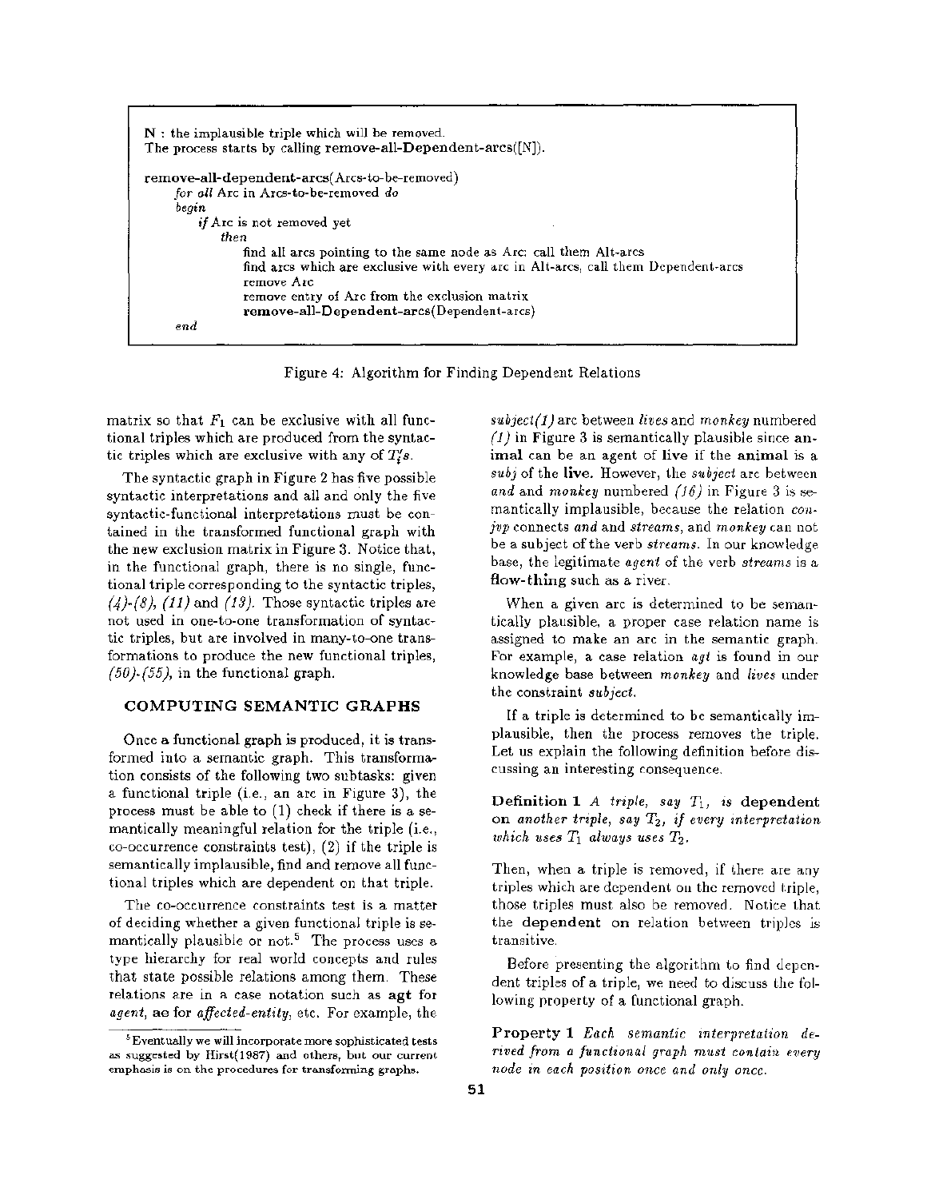```
N : the implausible triple which will be removed.
The process starts by calling remove-all-Dependent-arcs([N]).

remove-all-dependent-arcs(Arcs-to-be-removed)
    for all Arc in Arcs-to-be-removed do
    begin
        if Arc is not removed yet
            then
                find all arcs pointing to the same node as Arc: call them Alt-arcs
                find arcs which are exclusive with every arc in Alt-arcs, call them Dependent-arcs
                remove Arc
                remove entry of Arc from the exclusion matrix
                remove-all-Dependent-arcs(Dependent-arcs)
    end
```

Figure 4: Algorithm for Finding Dependent Relations

matrix so that $F_1$ can be exclusive with all functional triples which are produced from the syntactic triples which are exclusive with any of $T_i's$.

The syntactic graph in Figure 2 has five possible syntactic interpretations and all and only the five syntactic-functional interpretations must be contained in the transformed functional graph with the new exclusion matrix in Figure 3. Notice that, in the functional graph, there is no single, functional triple corresponding to the syntactic triples, *(4)-(8)*, *(11)* and *(13)*. Those syntactic triples are not used in one-to-one transformation of syntactic triples, but are involved in many-to-one transformations to produce the new functional triples, *(50)-(55)*, in the functional graph.

## COMPUTING SEMANTIC GRAPHS

Once a functional graph is produced, it is transformed into a semantic graph. This transformation consists of the following two subtasks: given a functional triple (i.e., an arc in Figure 3), the process must be able to (1) check if there is a semantically meaningful relation for the triple (i.e., co-occurrence constraints test), (2) if the triple is semantically implausible, find and remove all functional triples which are dependent on that triple.

The co-occurrence constraints test is a matter of deciding whether a given functional triple is semantically plausible or not.[5] The process uses a type hierarchy for real world concepts and rules that state possible relations among them. These relations are in a case notation such as **agt** for *agent*, **ae** for *affected-entity*, etc. For example, the *subject(1)* arc between *lives* and *monkey* numbered *(1)* in Figure 3 is semantically plausible since **animal** can be an agent of **live** if the **animal** is a *subj* of the **live**. However, the *subject* arc between *and* and *monkey* numbered *(16)* in Figure 3 is semantically implausible, because the relation *conjvp* connects *and* and *streams*, and *monkey* can not be a subject of the verb *streams*. In our knowledge base, the legitimate *agent* of the verb *streams* is a **flow-thing** such as a river.

When a given arc is determined to be semantically plausible, a proper case relation name is assigned to make an arc in the semantic graph. For example, a case relation *agt* is found in our knowledge base between *monkey* and *lives* under the constraint *subject*.

If a triple is determined to be semantically implausible, then the process removes the triple. Let us explain the following definition before discussing an interesting consequence.

**Definition 1** *A triple, say $T_1$, is* **dependent on** *another triple, say $T_2$, if every interpretation which uses $T_1$ always uses $T_2$.*

Then, when a triple is removed, if there are any triples which are dependent on the removed triple, those triples must also be removed. Notice that the **dependent on** relation between triples is transitive.

Before presenting the algorithm to find dependent triples of a triple, we need to discuss the following property of a functional graph.

**Property 1** *Each semantic interpretation derived from a functional graph must contain every node in each position once and only once.*

[5] Eventually we will incorporate more sophisticated tests as suggested by Hirst(1987) and others, but our current emphasis is on the procedures for transforming graphs.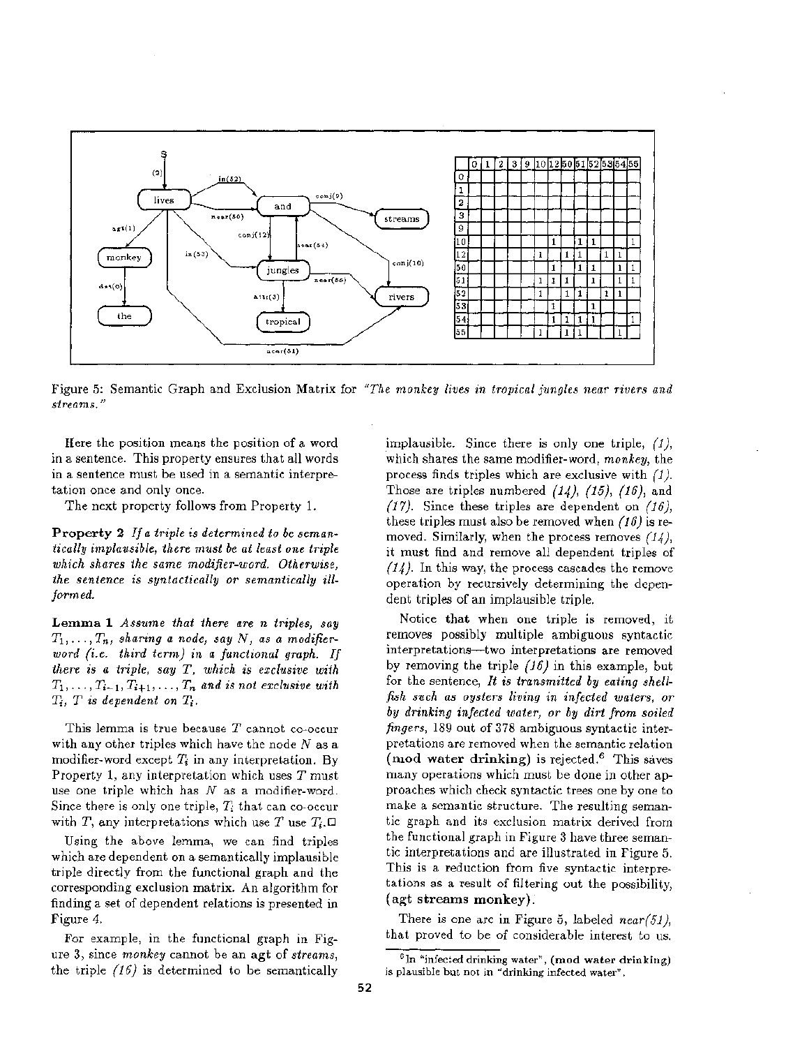|  | 0 | 1 | 2 | 3 | 9 | 10 | 12 | 50 | 51 | 52 | 53 | 54 | 55 |
|---|---|---|---|---|---|---|---|---|---|---|---|---|---|
| 0 |  |  |  |  |  |  |  |  |  |  |  |  |  |
| 1 |  |  |  |  |  |  |  |  |  |  |  |  |  |
| 2 |  |  |  |  |  |  |  |  |  |  |  |  |  |
| 3 |  |  |  |  |  |  |  |  |  |  |  |  |  |
| 9 |  |  |  |  |  |  |  |  |  |  |  |  |  |
| 10 |  |  |  |  |  |  | 1 |  | 1 | 1 |  |  | 1 |
| 12 |  |  |  |  |  | 1 |  | 1 | 1 |  | 1 | 1 |  |
| 50 |  |  |  |  |  |  | 1 |  | 1 | 1 |  | 1 | 1 |
| 51 |  |  |  |  |  | 1 | 1 | 1 |  | 1 |  | 1 | 1 |
| 52 |  |  |  |  |  | 1 |  | 1 | 1 |  | 1 | 1 |  |
| 53 |  |  |  |  |  |  | 1 |  |  | 1 |  |  |  |
| 54 |  |  |  |  |  |  | 1 | 1 | 1 | 1 |  |  | 1 |
| 55 |  |  |  |  |  | 1 |  | 1 | 1 |  |  | 1 |  |

Figure 5: Semantic Graph and Exclusion Matrix for *"The monkey lives in tropical jungles near rivers and streams."*

Here the position means the position of a word in a sentence. This property ensures that all words in a sentence must be used in a semantic interpretation once and only once.

The next property follows from Property 1.

**Property 2** *If a triple is determined to be semantically implausible, there must be at least one triple which shares the same modifier-word. Otherwise, the sentence is syntactically or semantically ill-formed.*

**Lemma 1** *Assume that there are n triples, say $T_1, \ldots, T_n$, sharing a node, say $N$, as a modifier-word (i.e. third term) in a functional graph. If there is a triple, say $T$, which is exclusive with $T_1, \ldots, T_{i-1}, T_{i+1}, \ldots, T_n$ and is not exclusive with $T_i$, $T$ is dependent on $T_i$.*

This lemma is true because $T$ cannot co-occur with any other triples which have the node $N$ as a modifier-word except $T_i$ in any interpretation. By Property 1, any interpretation which uses $T$ must use one triple which has $N$ as a modifier-word. Since there is only one triple, $T_i$ that can co-occur with $T$, any interpretations which use $T$ use $T_i$.□

Using the above lemma, we can find triples which are dependent on a semantically implausible triple directly from the functional graph and the corresponding exclusion matrix. An algorithm for finding a set of dependent relations is presented in Figure 4.

For example, in the functional graph in Figure 3, since *monkey* cannot be an **agt** of *streams*, the triple *(16)* is determined to be semantically implausible. Since there is only one triple, *(1)*, which shares the same modifier-word, *monkey*, the process finds triples which are exclusive with *(1)*. Those are triples numbered *(14)*, *(15)*, *(16)*, and *(17)*. Since these triples are dependent on *(16)*, these triples must also be removed when *(16)* is removed. Similarly, when the process removes *(14)*, it must find and remove all dependent triples of *(14)*. In this way, the process cascades the remove operation by recursively determining the dependent triples of an implausible triple.

Notice that when one triple is removed, it removes possibly multiple ambiguous syntactic interpretations—two interpretations are removed by removing the triple *(16)* in this example, but for the sentence, *It is transmitted by eating shellfish such as oysters living in infected waters, or by drinking infected water, or by dirt from soiled fingers*, 189 out of 378 ambiguous syntactic interpretations are removed when the semantic relation **(mod water drinking)** is rejected.[6] This saves many operations which must be done in other approaches which check syntactic trees one by one to make a semantic structure. The resulting semantic graph and its exclusion matrix derived from the functional graph in Figure 3 have three semantic interpretations and are illustrated in Figure 5. This is a reduction from five syntactic interpretations as a result of filtering out the possibility, **(agt streams monkey)**.

There is one arc in Figure 5, labeled *near(51)*, that proved to be of considerable interest to us.

[6] In "infected drinking water", **(mod water drinking)** is plausible but not in "drinking infected water".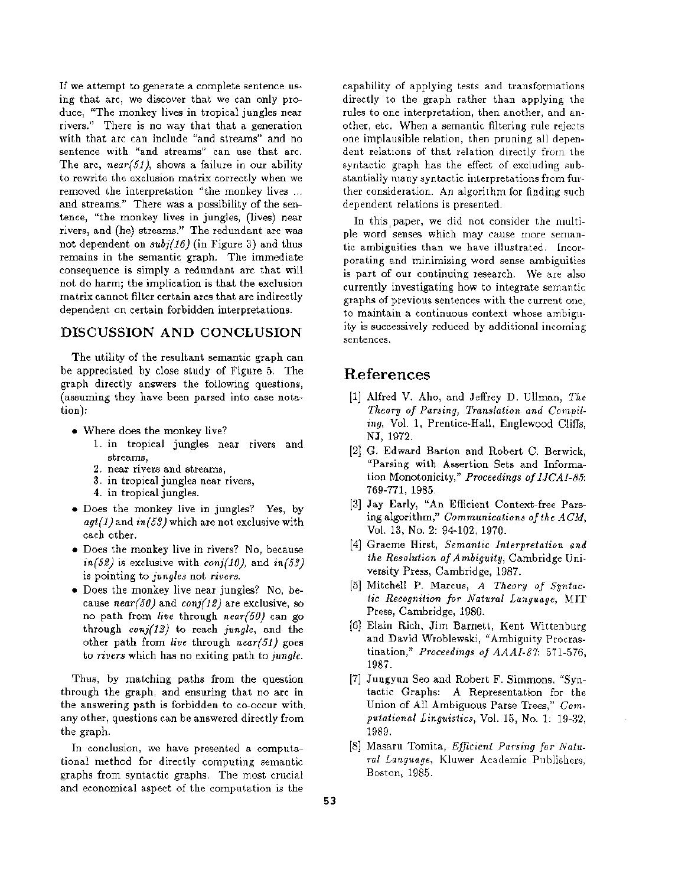If we attempt to generate a complete sentence using that arc, we discover that we can only produce, "The monkey lives in tropical jungles near rivers." There is no way that that a generation with that arc can include "and streams" and no sentence with "and streams" can use that arc. The arc, *near(51)*, shows a failure in our ability to rewrite the exclusion matrix correctly when we removed the interpretation "the monkey lives ... and streams." There was a possibility of the sentence, "the monkey lives in jungles, (lives) near rivers, and (he) streams." The redundant arc was not dependent on *subj(16)* (in Figure 3) and thus remains in the semantic graph. The immediate consequence is simply a redundant arc that will not do harm; the implication is that the exclusion matrix cannot filter certain arcs that are indirectly dependent on certain forbidden interpretations.

## DISCUSSION AND CONCLUSION

The utility of the resultant semantic graph can be appreciated by close study of Figure 5. The graph directly answers the following questions, (assuming they have been parsed into case notation):

- Where does the monkey live?
    1. in tropical jungles near rivers and streams,
    2. near rivers and streams,
    3. in tropical jungles near rivers,
    4. in tropical jungles.
- Does the monkey live in jungles? Yes, by *agt(1)* and *in(53)* which are not exclusive with each other.
- Does the monkey live in rivers? No, because *in(52)* is exclusive with *conj(10)*, and *in(53)* is pointing to *jungles* not *rivers*.
- Does the monkey live near jungles? No, because *near(50)* and *conj(12)* are exclusive, so no path from *live* through *near(50)* can go through *conj(12)* to reach *jungle*, and the other path from *live* through *near(51)* goes to *rivers* which has no exiting path to *jungle*.

Thus, by matching paths from the question through the graph, and ensuring that no arc in the answering path is forbidden to co-occur with any other, questions can be answered directly from the graph.

In conclusion, we have presented a computational method for directly computing semantic graphs from syntactic graphs. The most crucial and economical aspect of the computation is the capability of applying tests and transformations directly to the graph rather than applying the rules to one interpretation, then another, and another, etc. When a semantic filtering rule rejects one implausible relation, then pruning all dependent relations of that relation directly from the syntactic graph has the effect of excluding substantially many syntactic interpretations from further consideration. An algorithm for finding such dependent relations is presented.

In this paper, we did not consider the multiple word senses which may cause more semantic ambiguities than we have illustrated. Incorporating and minimizing word sense ambiguities is part of our continuing research. We are also currently investigating how to integrate semantic graphs of previous sentences with the current one, to maintain a continuous context whose ambiguity is successively reduced by additional incoming sentences.

# References

[1] Alfred V. Aho, and Jeffrey D. Ullman, *The Theory of Parsing, Translation and Compiling*, Vol. 1, Prentice-Hall, Englewood Cliffs, NJ, 1972.

[2] G. Edward Barton and Robert C. Berwick, "Parsing with Assertion Sets and Information Monotonicity," *Proceedings of IJCAI-85*: 769-771, 1985.

[3] Jay Early, "An Efficient Context-free Parsing algorithm," *Communications of the ACM*, Vol. 13, No. 2: 94-102, 1970.

[4] Graeme Hirst, *Semantic Interpretation and the Resolution of Ambiguity*, Cambridge University Press, Cambridge, 1987.

[5] Mitchell P. Marcus, *A Theory of Syntactic Recognition for Natural Language*, MIT Press, Cambridge, 1980.

[6] Elain Rich, Jim Barnett, Kent Wittenburg and David Wroblewski, "Ambiguity Procrastination," *Proceedings of AAAI-87*: 571-576, 1987.

[7] Jungyun Seo and Robert F. Simmons, "Syntactic Graphs: A Representation for the Union of All Ambiguous Parse Trees," *Computational Linguistics*, Vol. 15, No. 1: 19-32, 1989.

[8] Masaru Tomita, *Efficient Parsing for Natural Language*, Kluwer Academic Publishers, Boston, 1985.